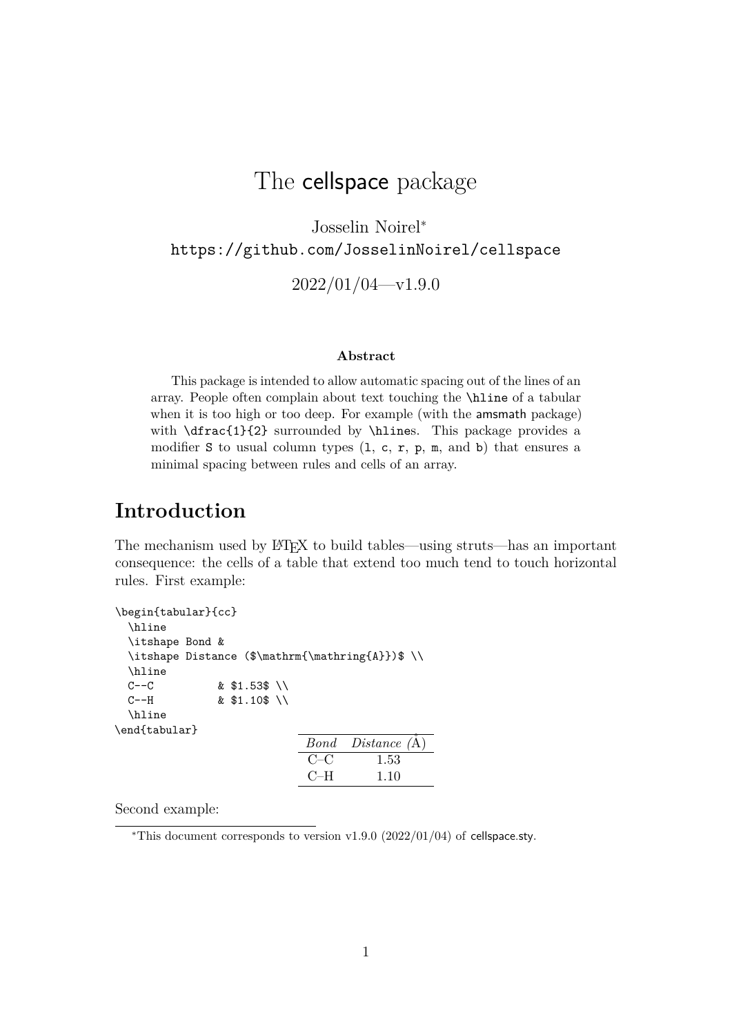# The cellspace package

Josselin Noirel*
https://github.com/JosselinNoirel/cellspace

2022/01/04—v1.9.0

**Abstract**

This package is intended to allow automatic spacing out of the lines of an array. People often complain about text touching the `\hline` of a tabular when it is too high or too deep. For example (with the amsmath package) with `\dfrac{1}{2}` surrounded by `\hline`s. This package provides a modifier `S` to usual column types (`l`, `c`, `r`, `p`, `m`, and `b`) that ensures a minimal spacing between rules and cells of an array.

## Introduction

The mechanism used by LaTeX to build tables—using struts—has an important consequence: the cells of a table that extend too much tend to touch horizontal rules. First example:

```
\begin{tabular}{cc}
  \hline
  \itshape Bond &
  \itshape Distance ($\mathrm{\mathring{A}})$ \\
  \hline
  C--C         & $1.53$ \\
  C--H         & $1.10$ \\
  \hline
\end{tabular}
```

| *Bond* | *Distance* (Å) |
|---|---|
| C–C | 1.53 |
| C–H | 1.10 |

Second example:

*This document corresponds to version v1.9.0 (2022/01/04) of cellspace.sty.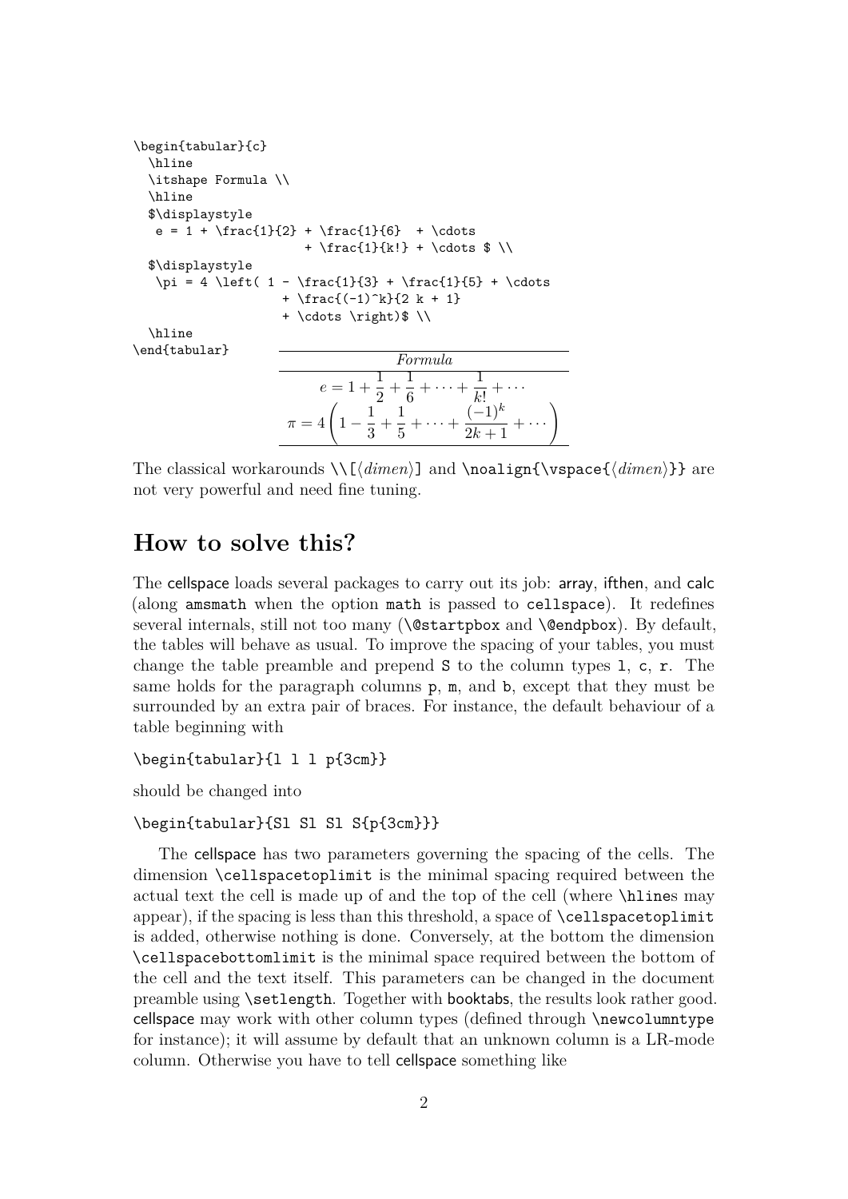```
\begin{tabular}{c}
  \hline
  \itshape Formula \\
  \hline
  $\displaystyle
   e = 1 + \frac{1}{2} + \frac{1}{6}  + \cdots
                      + \frac{1}{k!} + \cdots $ \\
  $\displaystyle
   \pi = 4 \left( 1 - \frac{1}{3} + \frac{1}{5} + \cdots
                  + \frac{(-1)^k}{2 k + 1}
                  + \cdots \right)$ \\
  \hline
\end{tabular}
```

| *Formula* |
| --- |
| $e = 1 + \frac{1}{2} + \frac{1}{6} + \cdots + \frac{1}{k!} + \cdots$ |
| $\pi = 4 \left( 1 - \frac{1}{3} + \frac{1}{5} + \cdots + \frac{(-1)^k}{2k+1} + \cdots \right)$ |

The classical workarounds `\\[`⟨*dimen*⟩`]` and `\noalign{\vspace{`⟨*dimen*⟩`}}` are not very powerful and need fine tuning.

## How to solve this?

The cellspace loads several packages to carry out its job: array, ifthen, and calc (along `amsmath` when the option `math` is passed to `cellspace`). It redefines several internals, still not too many (`\@startpbox` and `\@endpbox`). By default, the tables will behave as usual. To improve the spacing of your tables, you must change the table preamble and prepend `S` to the column types `l`, `c`, `r`. The same holds for the paragraph columns `p`, `m`, and `b`, except that they must be surrounded by an extra pair of braces. For instance, the default behaviour of a table beginning with

```
\begin{tabular}{l l l p{3cm}}
```

should be changed into

```
\begin{tabular}{Sl Sl Sl S{p{3cm}}}
```

The cellspace has two parameters governing the spacing of the cells. The dimension `\cellspacetoplimit` is the minimal spacing required between the actual text the cell is made up of and the top of the cell (where `\hline`s may appear), if the spacing is less than this threshold, a space of `\cellspacetoplimit` is added, otherwise nothing is done. Conversely, at the bottom the dimension `\cellspacebottomlimit` is the minimal space required between the bottom of the cell and the text itself. This parameters can be changed in the document preamble using `\setlength`. Together with booktabs, the results look rather good. cellspace may work with other column types (defined through `\newcolumntype` for instance); it will assume by default that an unknown column is a LR-mode column. Otherwise you have to tell cellspace something like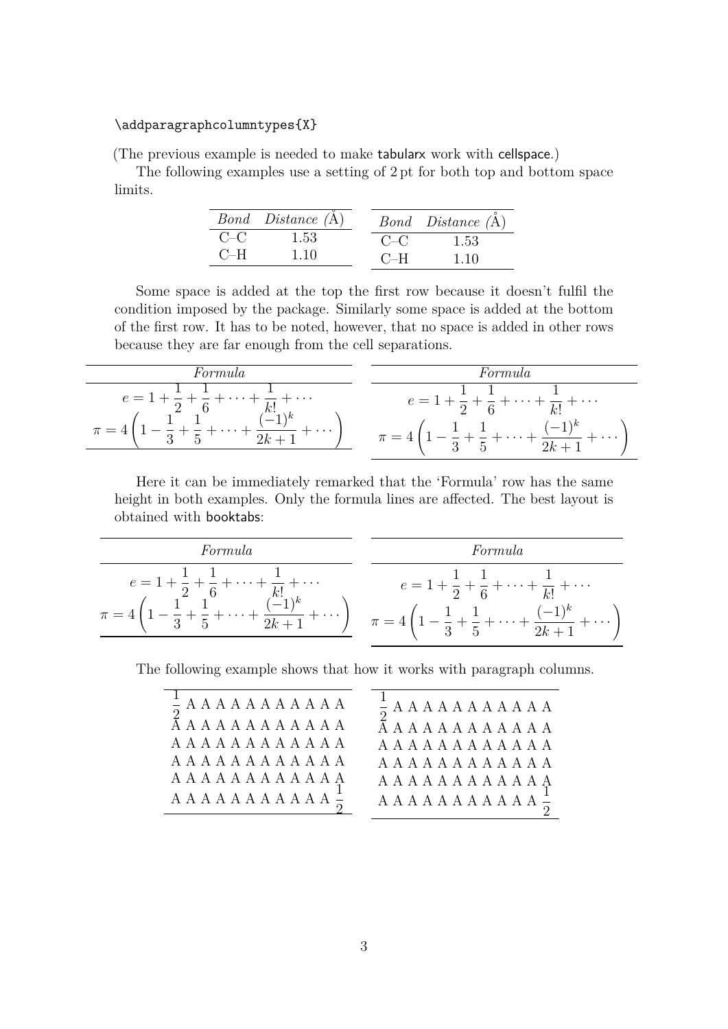```
\addparagraphcolumntypes{X}
```

(The previous example is needed to make tabularx work with cellspace.)

The following examples use a setting of 2 pt for both top and bottom space limits.

| *Bond* | *Distance (Å)* |
|---|---|
| C–C | 1.53 |
| C–H | 1.10 |

| *Bond* | *Distance (Å)* |
|---|---|
| C–C | 1.53 |
| C–H | 1.10 |

Some space is added at the top the first row because it doesn't fulfil the condition imposed by the package. Similarly some space is added at the bottom of the first row. It has to be noted, however, that no space is added in other rows because they are far enough from the cell separations.

| *Formula* |
|---|
| $e = 1 + \frac{1}{2} + \frac{1}{6} + \cdots + \frac{1}{k!} + \cdots$ |
| $\pi = 4\left(1 - \frac{1}{3} + \frac{1}{5} + \cdots + \frac{(-1)^k}{2k+1} + \cdots\right)$ |

| *Formula* |
|---|
| $e = 1 + \frac{1}{2} + \frac{1}{6} + \cdots + \frac{1}{k!} + \cdots$ |
| $\pi = 4\left(1 - \frac{1}{3} + \frac{1}{5} + \cdots + \frac{(-1)^k}{2k+1} + \cdots\right)$ |

Here it can be immediately remarked that the 'Formula' row has the same height in both examples. Only the formula lines are affected. The best layout is obtained with booktabs:

| *Formula* |
|---|
| $e = 1 + \frac{1}{2} + \frac{1}{6} + \cdots + \frac{1}{k!} + \cdots$ |
| $\pi = 4\left(1 - \frac{1}{3} + \frac{1}{5} + \cdots + \frac{(-1)^k}{2k+1} + \cdots\right)$ |

| *Formula* |
|---|
| $e = 1 + \frac{1}{2} + \frac{1}{6} + \cdots + \frac{1}{k!} + \cdots$ |
| $\pi = 4\left(1 - \frac{1}{3} + \frac{1}{5} + \cdots + \frac{(-1)^k}{2k+1} + \cdots\right)$ |

The following example shows that how it works with paragraph columns.

| |
|---|
| $\frac{1}{2}$ A A A A A A A A A A A A A A A A A A A A A A A A A A A A A A A A A A A A A A A A A A A A A A A A A A A A A A A A A A A A A A A A A A A A A A A A A A A $\frac{1}{2}$ |

| |
|---|
| $\frac{1}{2}$ A A A A A A A A A A A A A A A A A A A A A A A A A A A A A A A A A A A A A A A A A A A A A A A A A A A A A A A A A A A A A A A A A A A A A A A A A A A $\frac{1}{2}$ |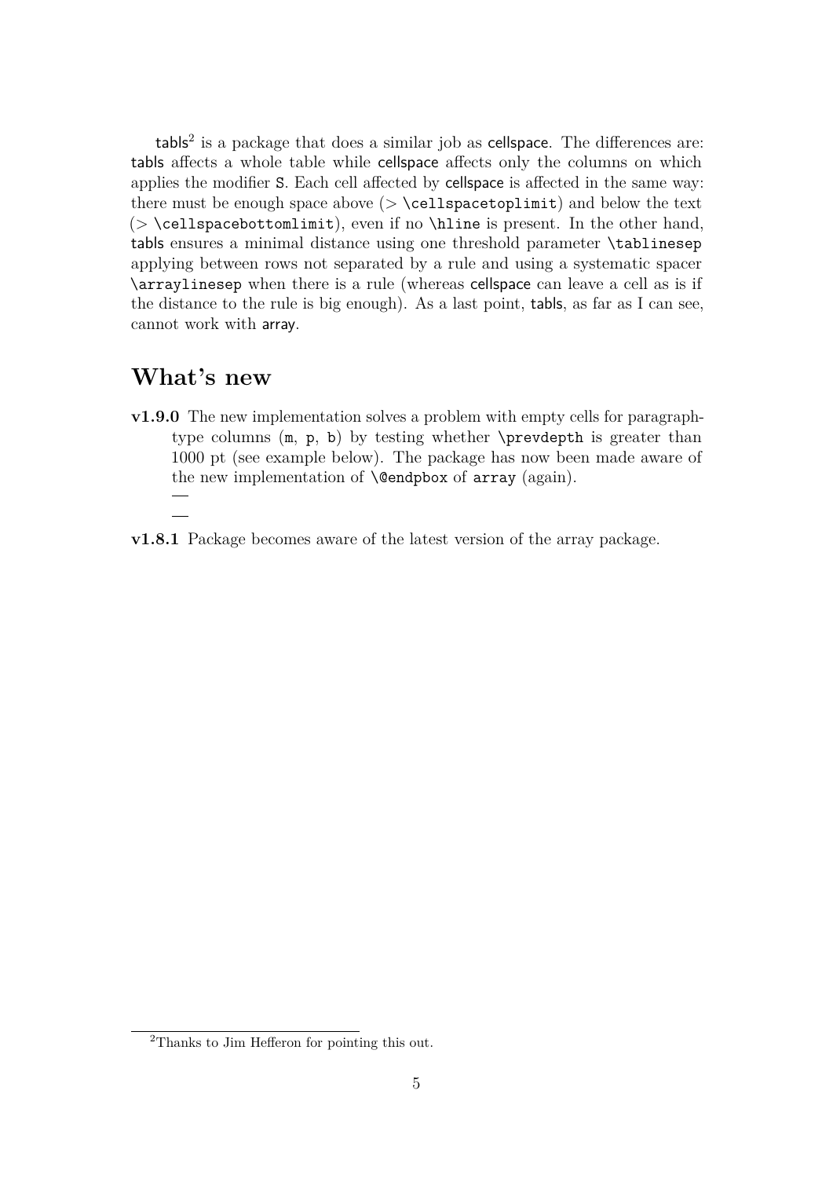tabls[2] is a package that does a similar job as cellspace. The differences are: tabls affects a whole table while cellspace affects only the columns on which applies the modifier `S`. Each cell affected by cellspace is affected in the same way: there must be enough space above (> `\cellspacetoplimit`) and below the text (> `\cellspacebottomlimit`), even if no `\hline` is present. In the other hand, tabls ensures a minimal distance using one threshold parameter `\tablinesep` applying between rows not separated by a rule and using a systematic spacer `\arraylinesep` when there is a rule (whereas cellspace can leave a cell as is if the distance to the rule is big enough). As a last point, tabls, as far as I can see, cannot work with array.

## What's new

**v1.9.0** The new implementation solves a problem with empty cells for paragraph-type columns (`m`, `p`, `b`) by testing whether `\prevdepth` is greater than 1000 pt (see example below). The package has now been made aware of the new implementation of `\@endpbox` of `array` (again).

—

—

**v1.8.1** Package becomes aware of the latest version of the array package.

[2]Thanks to Jim Hefferon for pointing this out.